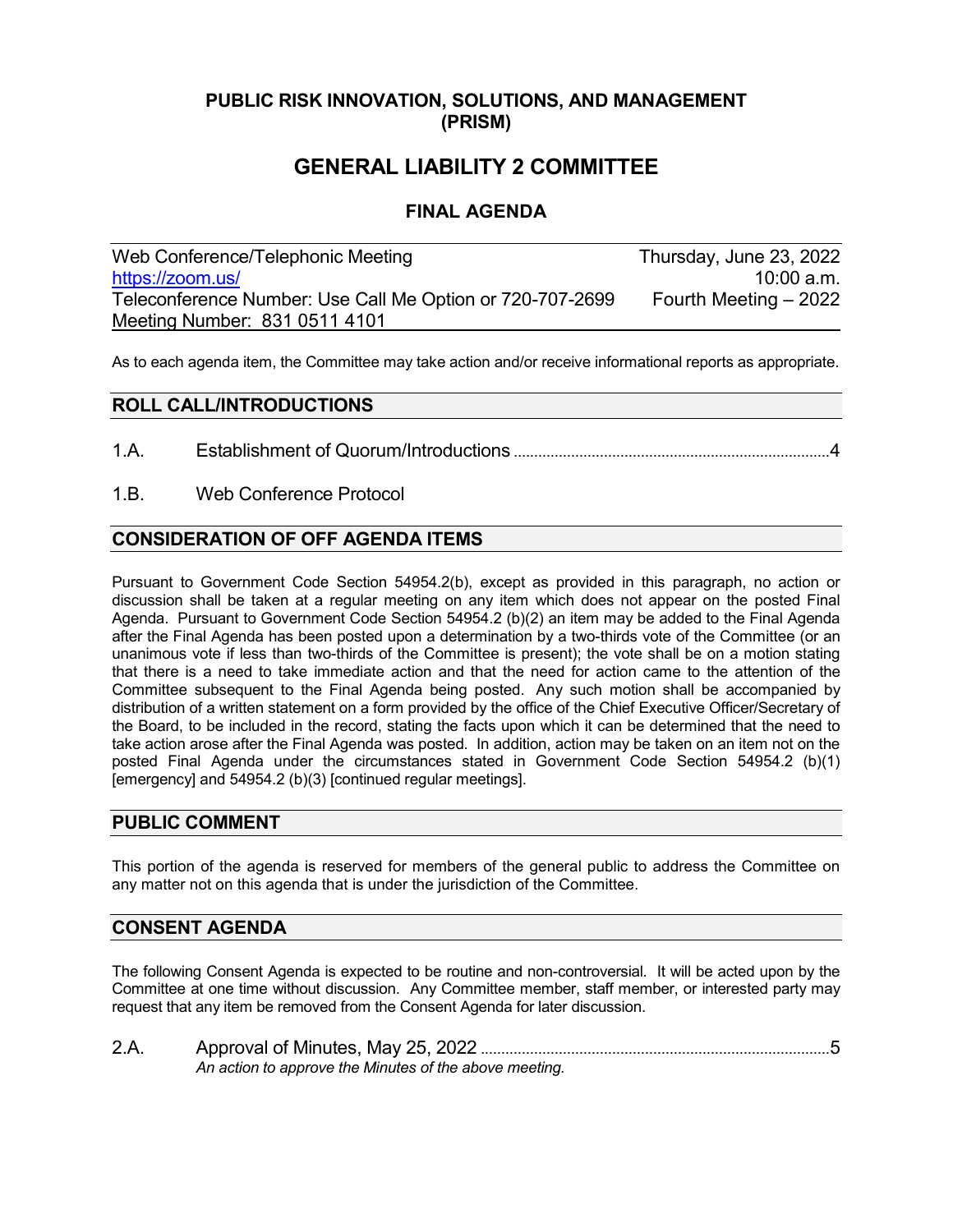# PUBLIC RISK INNOVATION, SOLUTIONS, AND MANAGEMENT (PRISM)

## GENERAL LIABILITY 2 COMMITTEE

### FINAL AGENDA

| Web Conference/Telephonic Meeting | Thursday, June 23, 2022 |
|---|---|
| https://zoom.us/ | 10:00 a.m. |
| Teleconference Number: Use Call Me Option or 720-707-2699 | Fourth Meeting – 2022 |
| Meeting Number: 831 0511 4101 | |

As to each agenda item, the Committee may take action and/or receive informational reports as appropriate.

## ROLL CALL/INTRODUCTIONS

1.A. Establishment of Quorum/Introductions ........................................ 4

1.B. Web Conference Protocol

## CONSIDERATION OF OFF AGENDA ITEMS

Pursuant to Government Code Section 54954.2(b), except as provided in this paragraph, no action or discussion shall be taken at a regular meeting on any item which does not appear on the posted Final Agenda. Pursuant to Government Code Section 54954.2 (b)(2) an item may be added to the Final Agenda after the Final Agenda has been posted upon a determination by a two-thirds vote of the Committee (or an unanimous vote if less than two-thirds of the Committee is present); the vote shall be on a motion stating that there is a need to take immediate action and that the need for action came to the attention of the Committee subsequent to the Final Agenda being posted. Any such motion shall be accompanied by distribution of a written statement on a form provided by the office of the Chief Executive Officer/Secretary of the Board, to be included in the record, stating the facts upon which it can be determined that the need to take action arose after the Final Agenda was posted. In addition, action may be taken on an item not on the posted Final Agenda under the circumstances stated in Government Code Section 54954.2 (b)(1) [emergency] and 54954.2 (b)(3) [continued regular meetings].

## PUBLIC COMMENT

This portion of the agenda is reserved for members of the general public to address the Committee on any matter not on this agenda that is under the jurisdiction of the Committee.

## CONSENT AGENDA

The following Consent Agenda is expected to be routine and non-controversial. It will be acted upon by the Committee at one time without discussion. Any Committee member, staff member, or interested party may request that any item be removed from the Consent Agenda for later discussion.

2.A. Approval of Minutes, May 25, 2022 ........................................ 5
*An action to approve the Minutes of the above meeting.*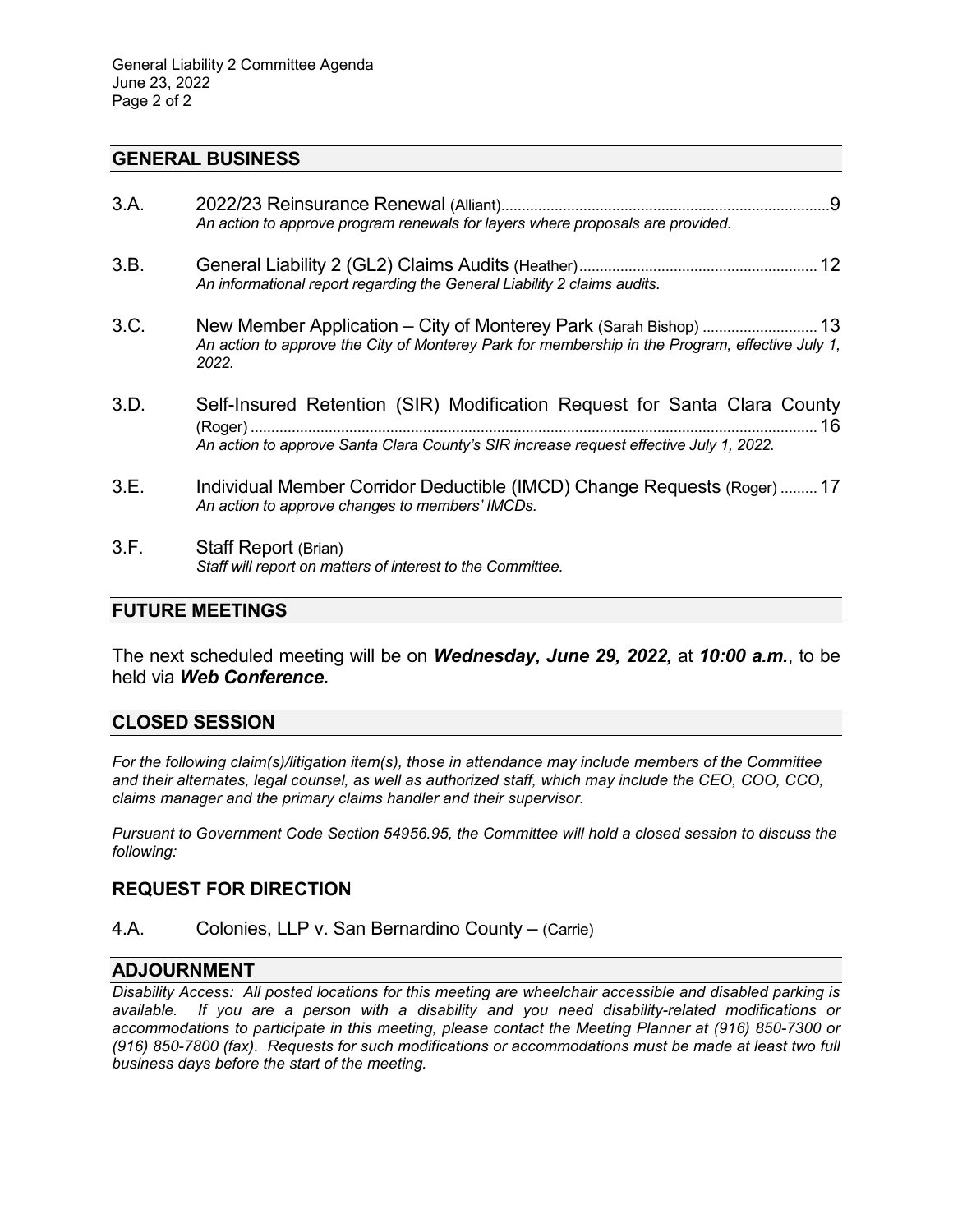## GENERAL BUSINESS

3.A. 2022/23 Reinsurance Renewal (Alliant)..............................................................................9
*An action to approve program renewals for layers where proposals are provided.*

3.B. General Liability 2 (GL2) Claims Audits (Heather).........................................................12
*An informational report regarding the General Liability 2 claims audits.*

3.C. New Member Application – City of Monterey Park (Sarah Bishop) ...........................13
*An action to approve the City of Monterey Park for membership in the Program, effective July 1, 2022.*

3.D. Self-Insured Retention (SIR) Modification Request for Santa Clara County (Roger) ........................................................................................................................................16
*An action to approve Santa Clara County's SIR increase request effective July 1, 2022.*

3.E. Individual Member Corridor Deductible (IMCD) Change Requests (Roger) .........17
*An action to approve changes to members' IMCDs.*

3.F. Staff Report (Brian)
*Staff will report on matters of interest to the Committee.*

## FUTURE MEETINGS

The next scheduled meeting will be on ***Wednesday, June 29, 2022,*** at ***10:00 a.m.***, to be held via ***Web Conference.***

## CLOSED SESSION

*For the following claim(s)/litigation item(s), those in attendance may include members of the Committee and their alternates, legal counsel, as well as authorized staff, which may include the CEO, COO, CCO, claims manager and the primary claims handler and their supervisor.*

*Pursuant to Government Code Section 54956.95, the Committee will hold a closed session to discuss the following:*

## REQUEST FOR DIRECTION

4.A. Colonies, LLP v. San Bernardino County – (Carrie)

## ADJOURNMENT

*Disability Access: All posted locations for this meeting are wheelchair accessible and disabled parking is available. If you are a person with a disability and you need disability-related modifications or accommodations to participate in this meeting, please contact the Meeting Planner at (916) 850-7300 or (916) 850-7800 (fax). Requests for such modifications or accommodations must be made at least two full business days before the start of the meeting.*